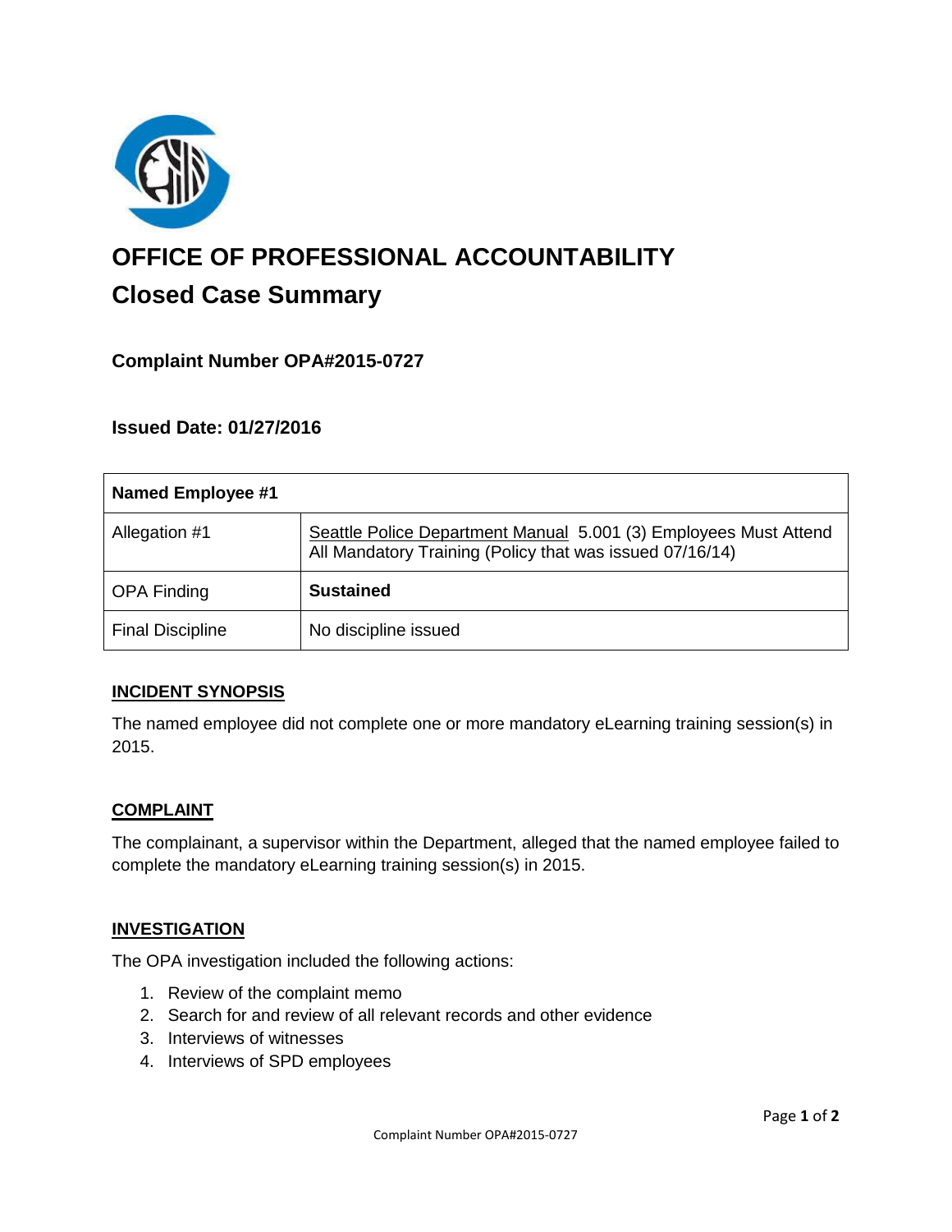# OFFICE OF PROFESSIONAL ACCOUNTABILITY

## Closed Case Summary

### Complaint Number OPA#2015-0727

### Issued Date: 01/27/2016

| Named Employee #1 | |
|---|---|
| Allegation #1 | Seattle Police Department Manual 5.001 (3) Employees Must Attend All Mandatory Training (Policy that was issued 07/16/14) |
| OPA Finding | **Sustained** |
| Final Discipline | No discipline issued |

### INCIDENT SYNOPSIS

The named employee did not complete one or more mandatory eLearning training session(s) in 2015.

### COMPLAINT

The complainant, a supervisor within the Department, alleged that the named employee failed to complete the mandatory eLearning training session(s) in 2015.

### INVESTIGATION

The OPA investigation included the following actions:

1. Review of the complaint memo
2. Search for and review of all relevant records and other evidence
3. Interviews of witnesses
4. Interviews of SPD employees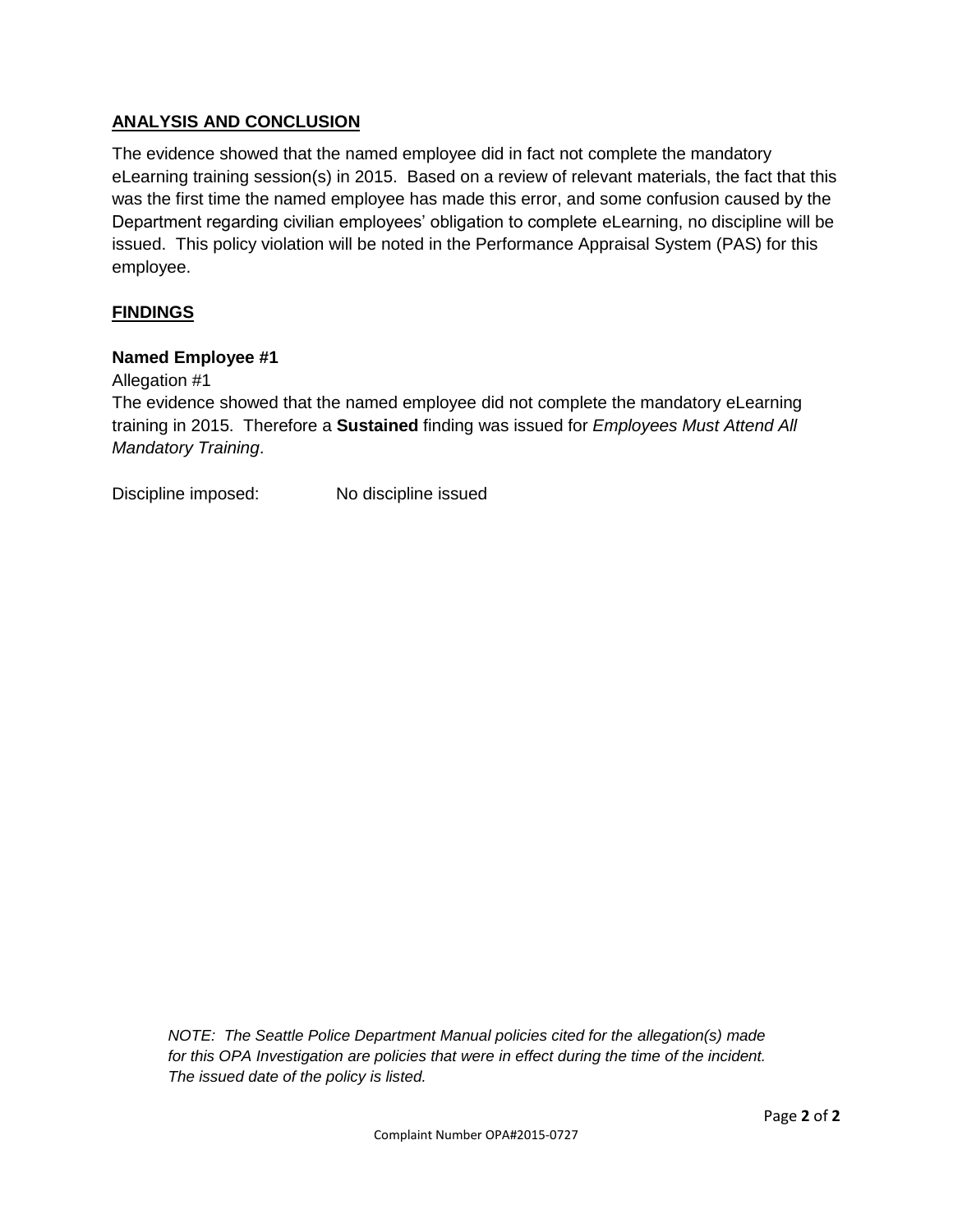## ANALYSIS AND CONCLUSION

The evidence showed that the named employee did in fact not complete the mandatory eLearning training session(s) in 2015. Based on a review of relevant materials, the fact that this was the first time the named employee has made this error, and some confusion caused by the Department regarding civilian employees' obligation to complete eLearning, no discipline will be issued. This policy violation will be noted in the Performance Appraisal System (PAS) for this employee.

## FINDINGS

**Named Employee #1**

Allegation #1

The evidence showed that the named employee did not complete the mandatory eLearning training in 2015. Therefore a **Sustained** finding was issued for *Employees Must Attend All Mandatory Training*.

Discipline imposed: No discipline issued

*NOTE: The Seattle Police Department Manual policies cited for the allegation(s) made for this OPA Investigation are policies that were in effect during the time of the incident. The issued date of the policy is listed.*

Complaint Number OPA#2015-0727